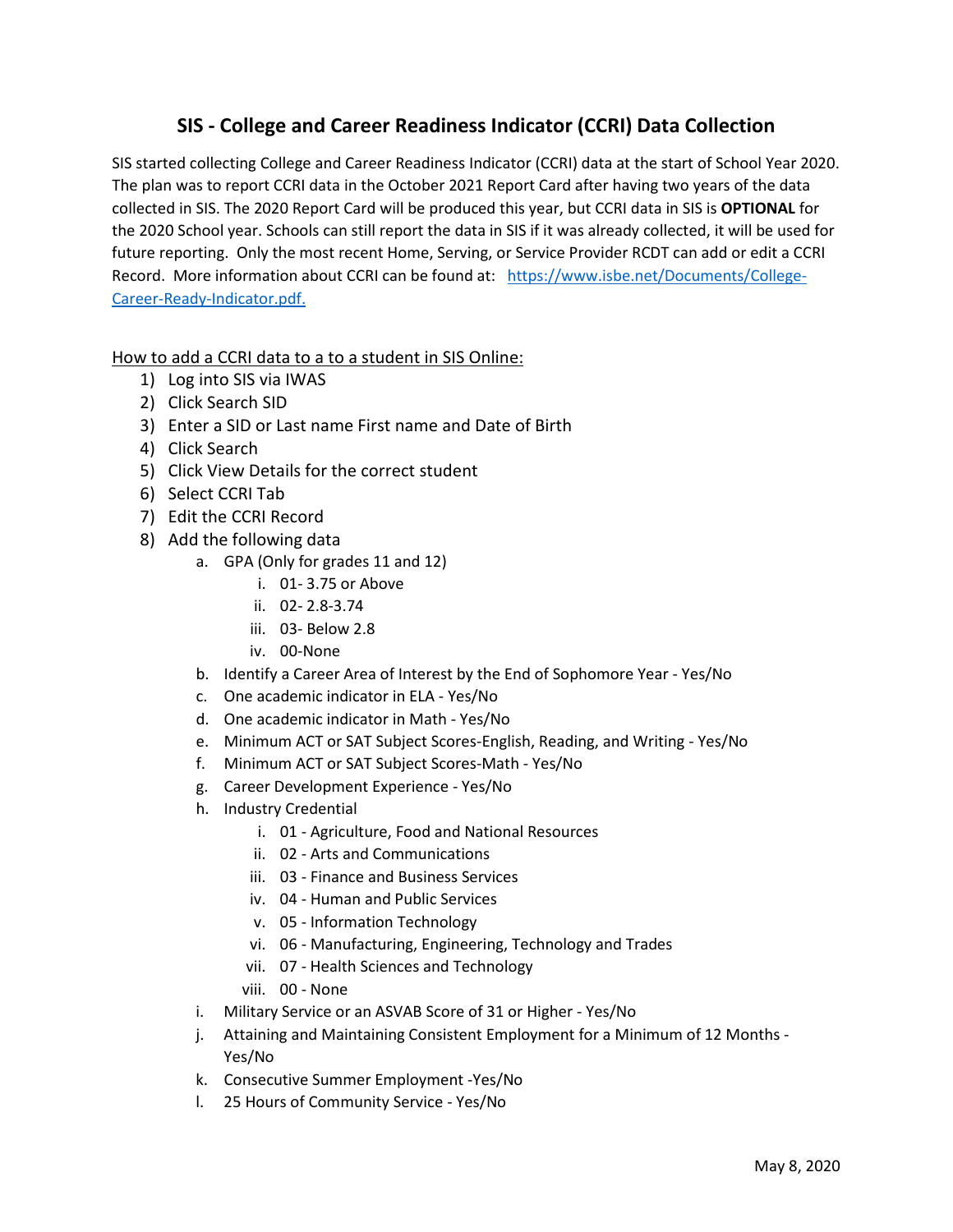# SIS - College and Career Readiness Indicator (CCRI) Data Collection

SIS started collecting College and Career Readiness Indicator (CCRI) data at the start of School Year 2020. The plan was to report CCRI data in the October 2021 Report Card after having two years of the data collected in SIS. The 2020 Report Card will be produced this year, but CCRI data in SIS is **OPTIONAL** for the 2020 School year. Schools can still report the data in SIS if it was already collected, it will be used for future reporting. Only the most recent Home, Serving, or Service Provider RCDT can add or edit a CCRI Record. More information about CCRI can be found at: [https://www.isbe.net/Documents/College-Career-Ready-Indicator.pdf.](https://www.isbe.net/Documents/College-Career-Ready-Indicator.pdf)

<u>How to add a CCRI data to a to a student in SIS Online:</u>

1) Log into SIS via IWAS
2) Click Search SID
3) Enter a SID or Last name First name and Date of Birth
4) Click Search
5) Click View Details for the correct student
6) Select CCRI Tab
7) Edit the CCRI Record
8) Add the following data
   a. GPA (Only for grades 11 and 12)
      i. 01- 3.75 or Above
      ii. 02- 2.8-3.74
      iii. 03- Below 2.8
      iv. 00-None
   b. Identify a Career Area of Interest by the End of Sophomore Year - Yes/No
   c. One academic indicator in ELA - Yes/No
   d. One academic indicator in Math - Yes/No
   e. Minimum ACT or SAT Subject Scores-English, Reading, and Writing - Yes/No
   f. Minimum ACT or SAT Subject Scores-Math - Yes/No
   g. Career Development Experience - Yes/No
   h. Industry Credential
      i. 01 - Agriculture, Food and National Resources
      ii. 02 - Arts and Communications
      iii. 03 - Finance and Business Services
      iv. 04 - Human and Public Services
      v. 05 - Information Technology
      vi. 06 - Manufacturing, Engineering, Technology and Trades
      vii. 07 - Health Sciences and Technology
      viii. 00 - None
   i. Military Service or an ASVAB Score of 31 or Higher - Yes/No
   j. Attaining and Maintaining Consistent Employment for a Minimum of 12 Months - Yes/No
   k. Consecutive Summer Employment -Yes/No
   l. 25 Hours of Community Service - Yes/No

May 8, 2020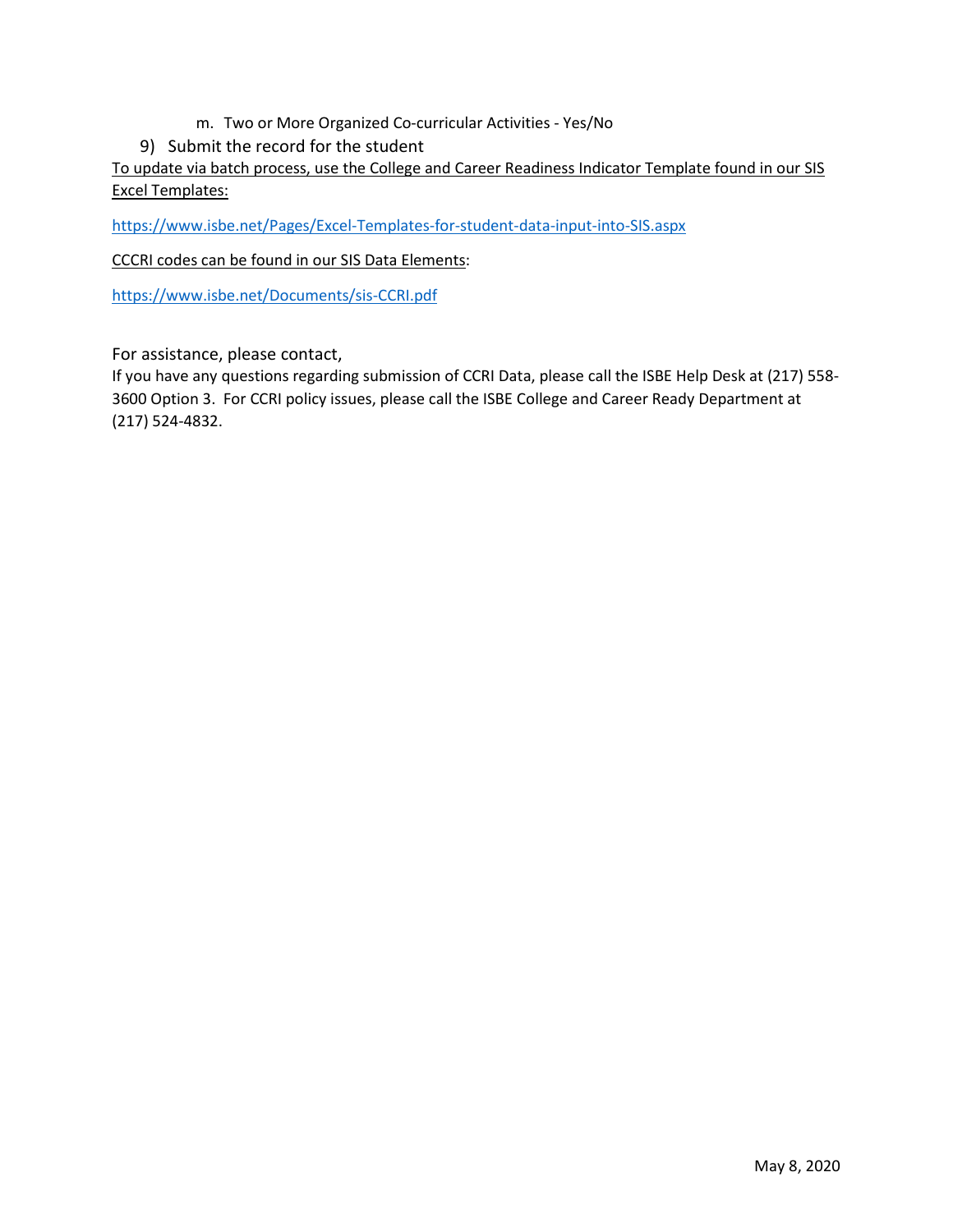m. Two or More Organized Co-curricular Activities - Yes/No

9) Submit the record for the student

To update via batch process, use the College and Career Readiness Indicator Template found in our SIS Excel Templates:

https://www.isbe.net/Pages/Excel-Templates-for-student-data-input-into-SIS.aspx

CCCRI codes can be found in our SIS Data Elements:

https://www.isbe.net/Documents/sis-CCRI.pdf

For assistance, please contact,

If you have any questions regarding submission of CCRI Data, please call the ISBE Help Desk at (217) 558-3600 Option 3. For CCRI policy issues, please call the ISBE College and Career Ready Department at (217) 524-4832.

May 8, 2020